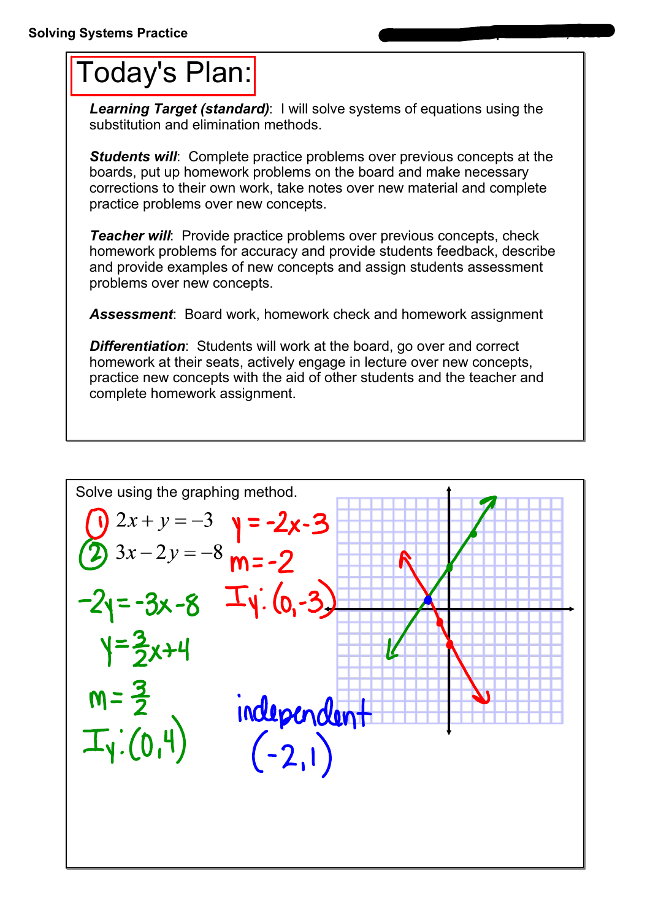**Solving Systems Practice**

# Today's Plan:

***Learning Target (standard)***: I will solve systems of equations using the substitution and elimination methods.

***Students will***: Complete practice problems over previous concepts at the boards, put up homework problems on the board and make necessary corrections to their own work, take notes over new material and complete practice problems over new concepts.

***Teacher will***: Provide practice problems over previous concepts, check homework problems for accuracy and provide students feedback, describe and provide examples of new concepts and assign students assessment problems over new concepts.

***Assessment***: Board work, homework check and homework assignment

***Differentiation***: Students will work at the board, go over and correct homework at their seats, actively engage in lecture over new concepts, practice new concepts with the aid of other students and the teacher and complete homework assignment.

---

Solve using the graphing method.

① $2x + y = -3$

② $3x - 2y = -8$

$y = -2x - 3$

$m = -2$

$I_y: (0, -3)$

$-2y = -3x - 8$

$y = \frac{3}{2}x + 4$

$m = \frac{3}{2}$

$I_y: (0, 4)$

independent

$(-2, 1)$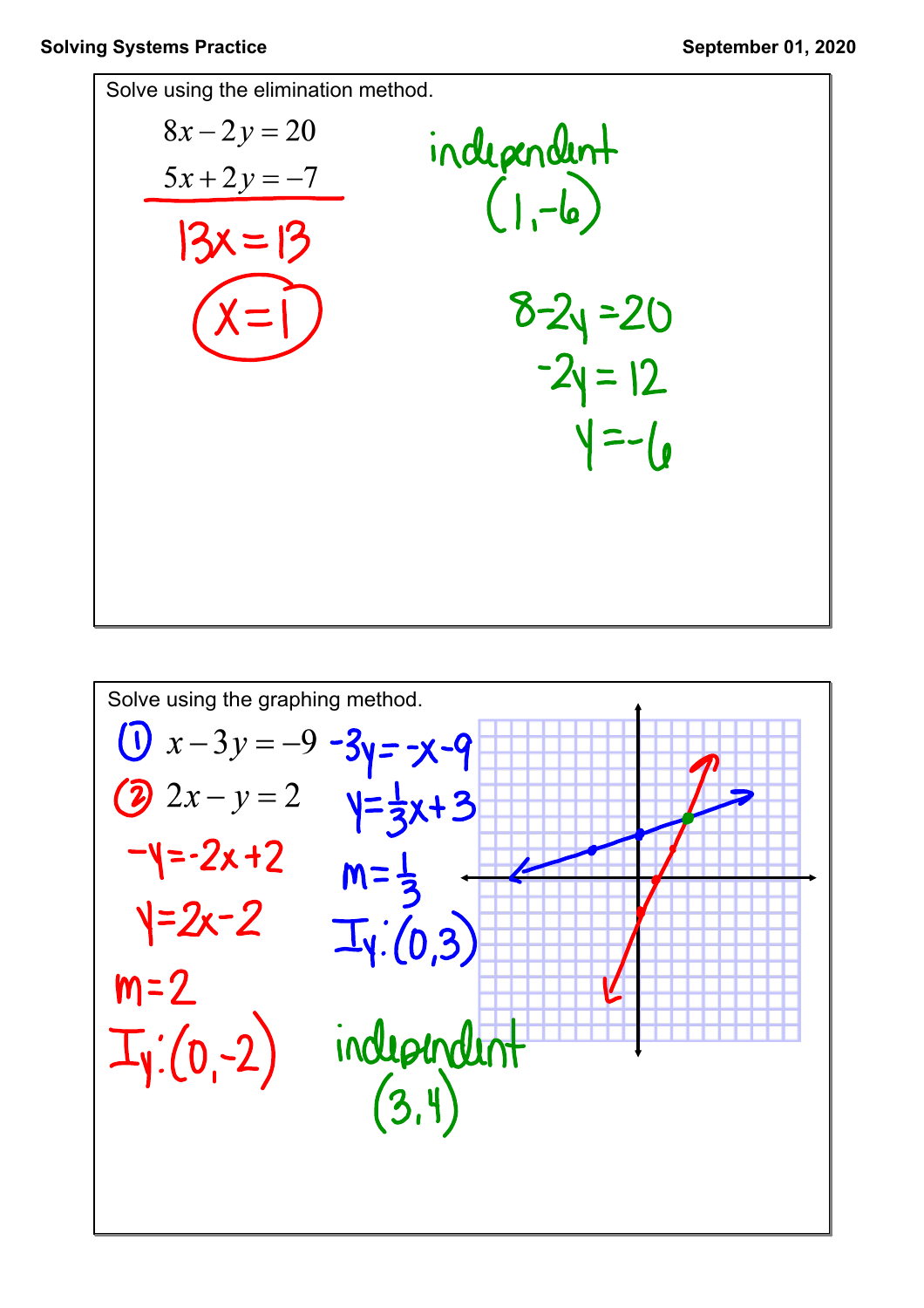Solve using the elimination method.

$$8x - 2y = 20$$
$$5x + 2y = -7$$

$$13x = 13$$
$$x = 1$$

independent

(1, -6)

$$8 - 2y = 20$$
$$-2y = 12$$
$$y = -6$$

Solve using the graphing method.

① $x - 3y = -9$

$$-3y = -x - 9$$
$$y = \frac{1}{3}x + 3$$
$$m = \frac{1}{3}$$

Iy: (0, 3)

② $2x - y = 2$

$$-y = -2x + 2$$
$$y = 2x - 2$$
$$m = 2$$

Iy: (0, -2)

independent

(3, 4)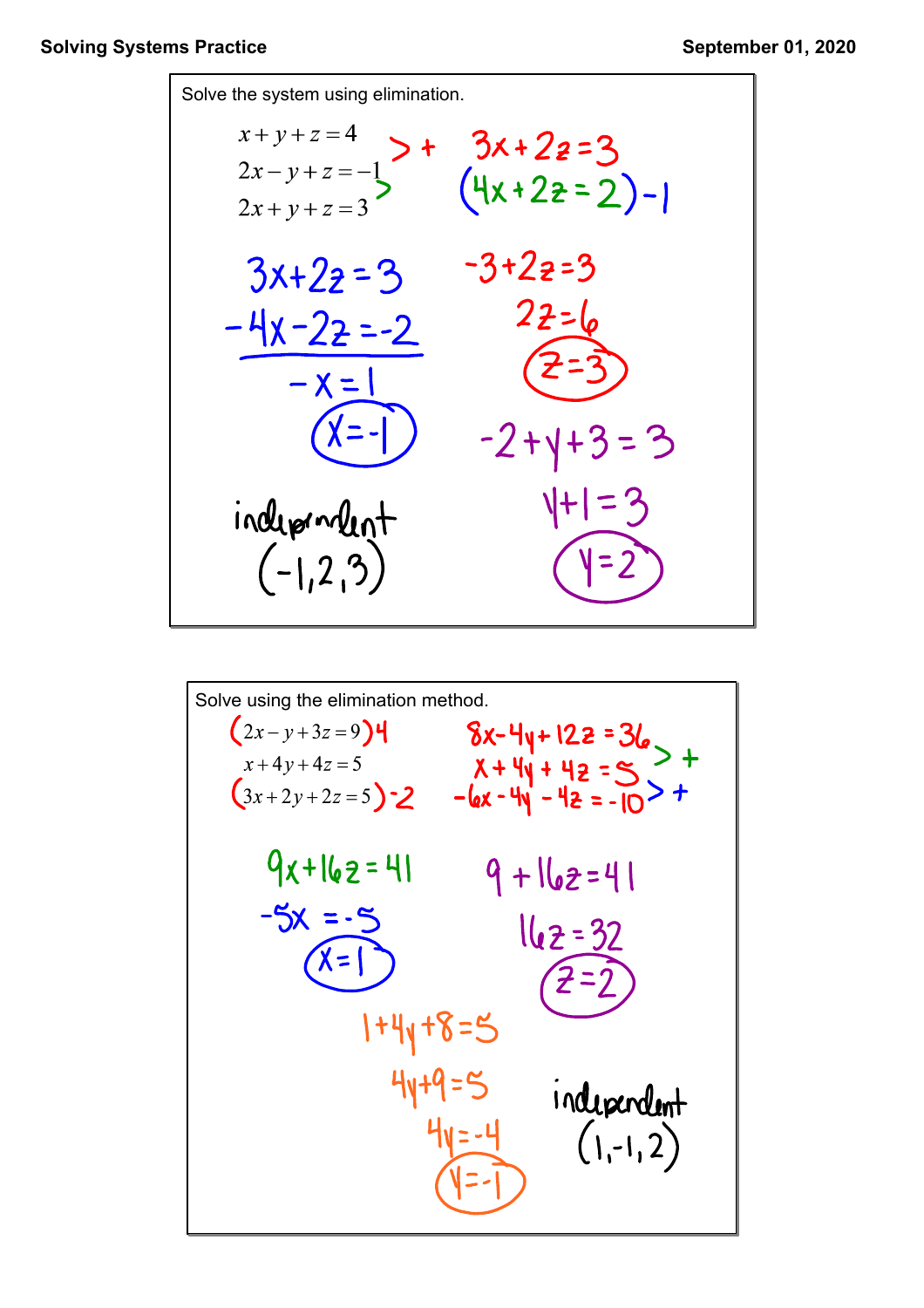Solve the system using elimination.

$$x + y + z = 4$$
$$2x - y + z = -1$$
$$2x + y + z = 3$$

(First two equations added) $3x + 2z = 3$

(Last two equations added) $(4x + 2z = 2) -1$

$$3x + 2z = 3$$
$$-4x - 2z = -2$$
$$-x = 1$$
$$x = -1$$

$$-3 + 2z = 3$$
$$2z = 6$$
$$z = 3$$

$$-2 + y + 3 = 3$$
$$y + 1 = 3$$
$$y = 2$$

independent

$(-1, 2, 3)$

---

Solve using the elimination method.

$$(2x - y + 3z = 9)4$$
$$x + 4y + 4z = 5$$
$$(3x + 2y + 2z = 5)-2$$

$$8x - 4y + 12z = 36$$
$$x + 4y + 4z = 5$$
$$-6x - 4y - 4z = -10$$

(First two equations added) $9x + 16z = 41$

(Last two equations added) $-5x = -5$

$$x = 1$$

$$9 + 16z = 41$$
$$16z = 32$$
$$z = 2$$

$$1 + 4y + 8 = 5$$
$$4y + 9 = 5$$
$$4y = -4$$
$$y = -1$$

independent

$(1, -1, 2)$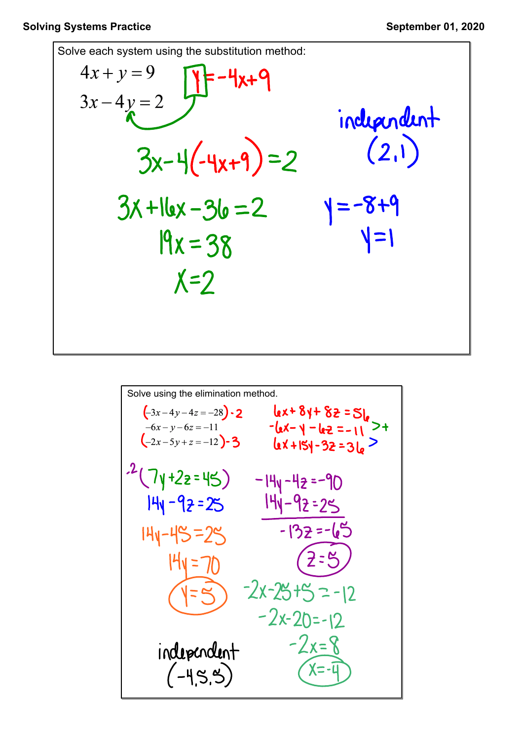# Solving Systems Practice

September 01, 2020

Solve each system using the substitution method:

$$4x + y = 9$$
$$3x - 4y = 2$$

$y = -4x + 9$

$3x - 4(-4x + 9) = 2$

$3x + 16x - 36 = 2$

$19x = 38$

$x = 2$

$y = -8 + 9$

$y = 1$

independent

$(2, 1)$

---

Solve using the elimination method.

$(-3x - 4y - 4z = -28) \cdot 2$

$-6x - y - 6z = -11$

$(-2x - 5y + z = -12) \cdot 3$

$6x + 8y + 8z = 56$

$-6x - y - 6z = -11$ > +

$6x + 15y - 3z = 36$ >

$\cdot 2\,(7y + 2z = 45)$

$14y - 9z = 25$

$-14y - 4z = -90$

$14y - 9z = 25$

$-13z = -65$

$z = 5$

$14y - 45 = 25$

$14y = 70$

$y = 5$

$-2x - 25 + 5 = -12$

$-2x - 20 = -12$

$-2x = 8$

$x = -4$

independent

$(-4, 5, 5)$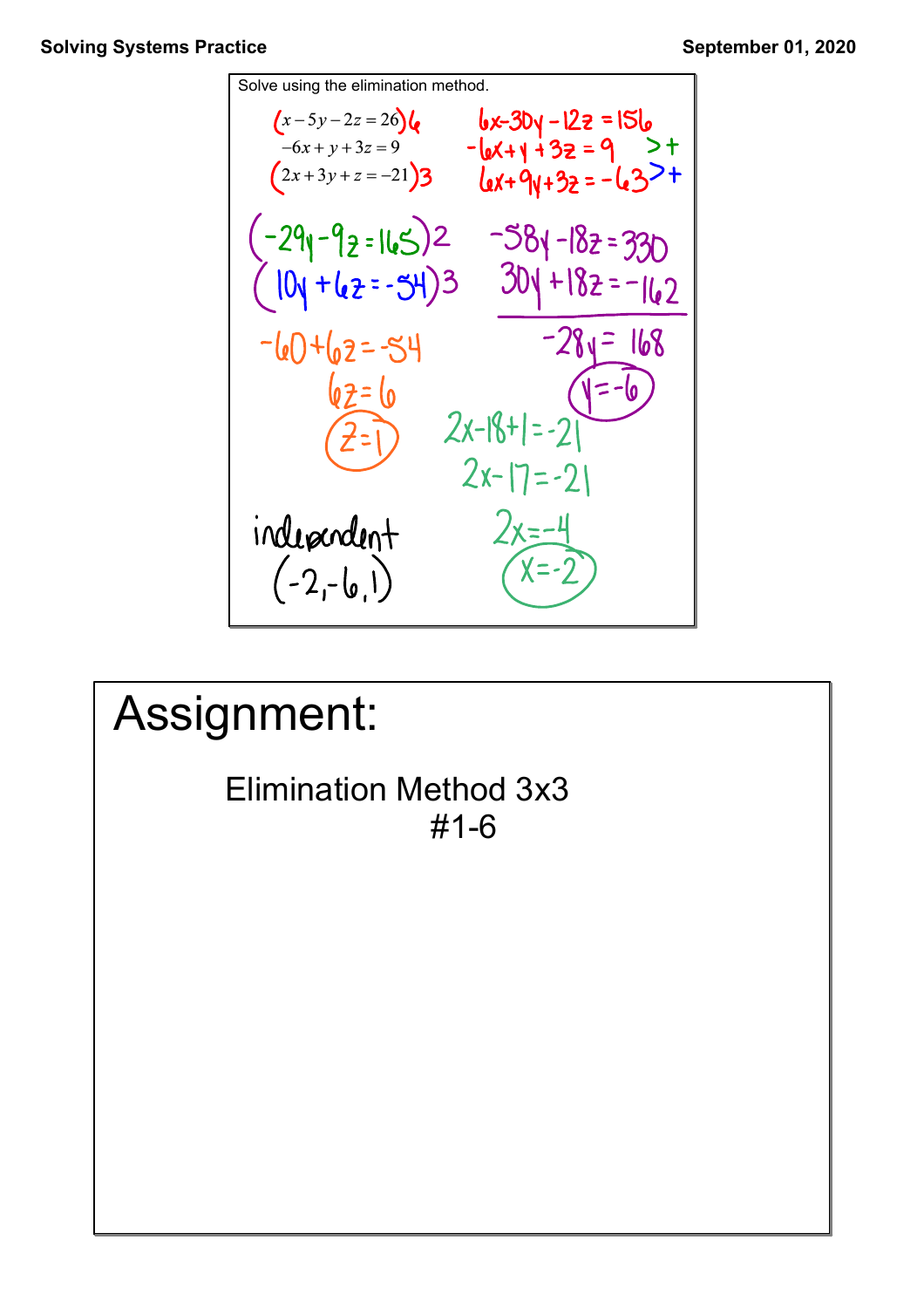Solve using the elimination method.

$$(x - 5y - 2z = 26)6$$
$$-6x + y + 3z = 9$$
$$(2x + 3y + z = -21)3$$

$$6x - 30y - 12z = 156$$
$$-6x + y + 3z = 9$$
$$6x + 9y + 3z = -63$$

$$(-29y - 9z = 165)2$$
$$(10y + 6z = -54)3$$

$$-58y - 18z = 330$$
$$30y + 18z = -162$$
$$-28y = 168$$
$$y = -6$$

$$-60 + 6z = -54$$
$$6z = 6$$
$$z = 1$$

$$2x - 18 + 1 = -21$$
$$2x - 17 = -21$$
$$2x = -4$$
$$x = -2$$

independent

$(-2, -6, 1)$

# Assignment:

Elimination Method 3x3
#1-6